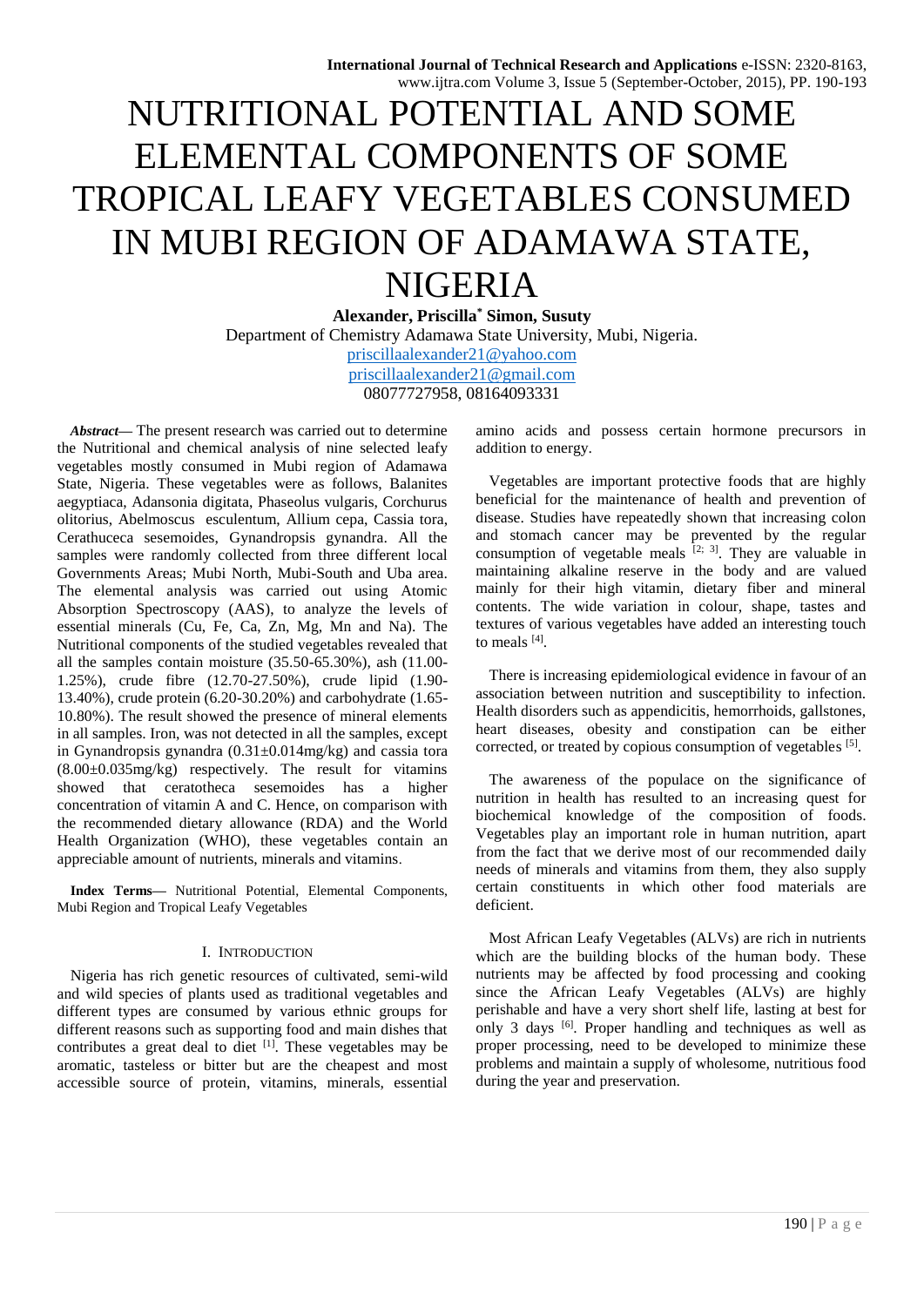# NUTRITIONAL POTENTIAL AND SOME ELEMENTAL COMPONENTS OF SOME TROPICAL LEAFY VEGETABLES CONSUMED IN MUBI REGION OF ADAMAWA STATE, NIGERIA

**Alexander, Priscilla* Simon, Susuty**

Department of Chemistry Adamawa State University, Mubi, Nigeria.

priscillaalexander21@yahoo.com

priscillaalexander21@gmail.com

08077727958, 08164093331

***Abstract*—** The present research was carried out to determine the Nutritional and chemical analysis of nine selected leafy vegetables mostly consumed in Mubi region of Adamawa State, Nigeria. These vegetables were as follows, Balanites aegyptiaca, Adansonia digitata, Phaseolus vulgaris, Corchurus olitorius, Abelmoscus esculentum, Allium cepa, Cassia tora, Cerathuceca sesemoides, Gynandropsis gynandra. All the samples were randomly collected from three different local Governments Areas; Mubi North, Mubi-South and Uba area. The elemental analysis was carried out using Atomic Absorption Spectroscopy (AAS), to analyze the levels of essential minerals (Cu, Fe, Ca, Zn, Mg, Mn and Na). The Nutritional components of the studied vegetables revealed that all the samples contain moisture (35.50-65.30%), ash (11.00-1.25%), crude fibre (12.70-27.50%), crude lipid (1.90-13.40%), crude protein (6.20-30.20%) and carbohydrate (1.65-10.80%). The result showed the presence of mineral elements in all samples. Iron, was not detected in all the samples, except in Gynandropsis gynandra (0.31±0.014mg/kg) and cassia tora (8.00±0.035mg/kg) respectively. The result for vitamins showed that ceratotheca sesemoides has a higher concentration of vitamin A and C. Hence, on comparison with the recommended dietary allowance (RDA) and the World Health Organization (WHO), these vegetables contain an appreciable amount of nutrients, minerals and vitamins.

**Index Terms—** Nutritional Potential, Elemental Components, Mubi Region and Tropical Leafy Vegetables

## I. INTRODUCTION

Nigeria has rich genetic resources of cultivated, semi-wild and wild species of plants used as traditional vegetables and different types are consumed by various ethnic groups for different reasons such as supporting food and main dishes that contributes a great deal to diet [1]. These vegetables may be aromatic, tasteless or bitter but are the cheapest and most accessible source of protein, vitamins, minerals, essential amino acids and possess certain hormone precursors in addition to energy.

Vegetables are important protective foods that are highly beneficial for the maintenance of health and prevention of disease. Studies have repeatedly shown that increasing colon and stomach cancer may be prevented by the regular consumption of vegetable meals [2; 3]. They are valuable in maintaining alkaline reserve in the body and are valued mainly for their high vitamin, dietary fiber and mineral contents. The wide variation in colour, shape, tastes and textures of various vegetables have added an interesting touch to meals [4].

There is increasing epidemiological evidence in favour of an association between nutrition and susceptibility to infection. Health disorders such as appendicitis, hemorrhoids, gallstones, heart diseases, obesity and constipation can be either corrected, or treated by copious consumption of vegetables [5].

The awareness of the populace on the significance of nutrition in health has resulted to an increasing quest for biochemical knowledge of the composition of foods. Vegetables play an important role in human nutrition, apart from the fact that we derive most of our recommended daily needs of minerals and vitamins from them, they also supply certain constituents in which other food materials are deficient.

Most African Leafy Vegetables (ALVs) are rich in nutrients which are the building blocks of the human body. These nutrients may be affected by food processing and cooking since the African Leafy Vegetables (ALVs) are highly perishable and have a very short shelf life, lasting at best for only 3 days [6]. Proper handling and techniques as well as proper processing, need to be developed to minimize these problems and maintain a supply of wholesome, nutritious food during the year and preservation.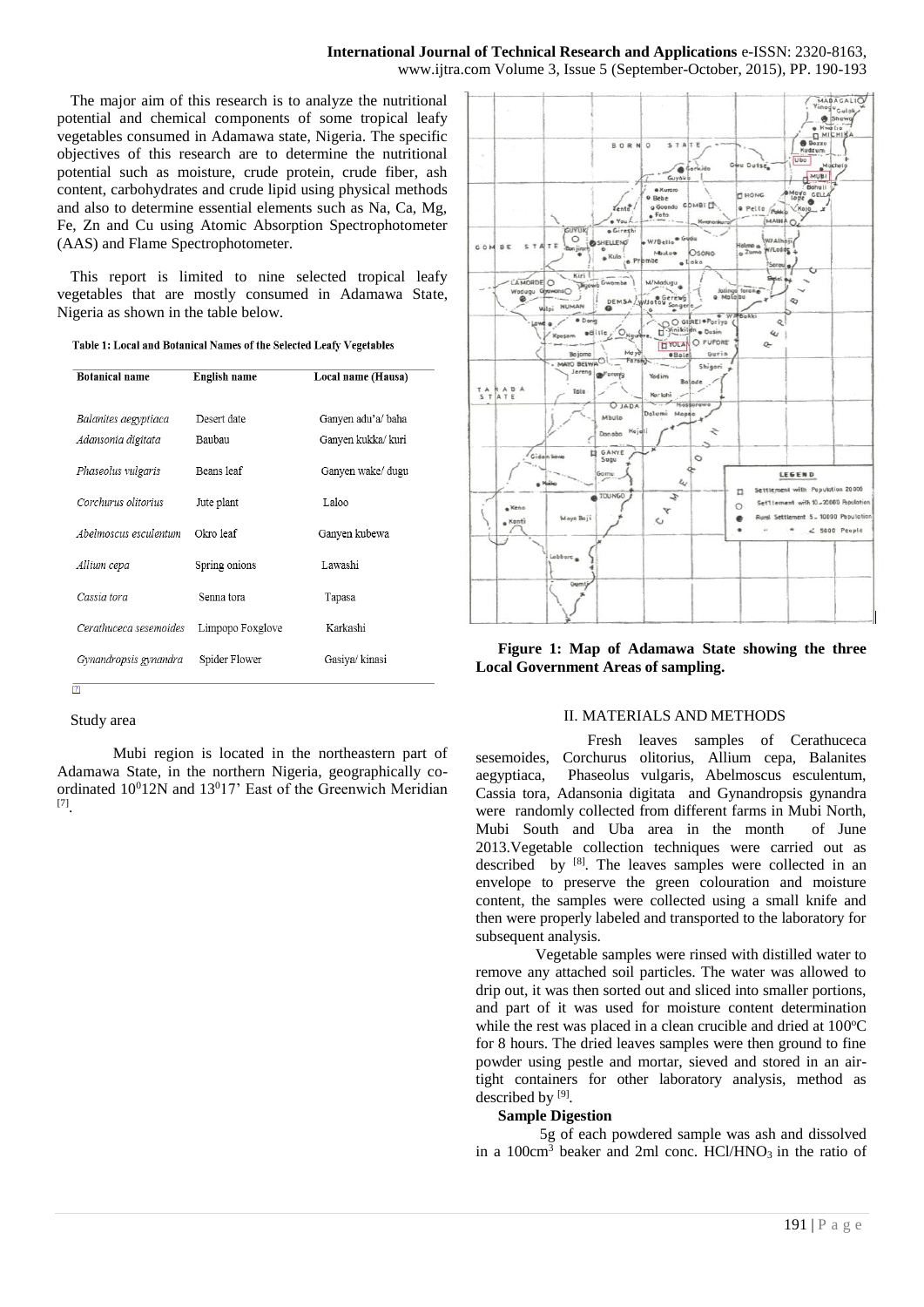The major aim of this research is to analyze the nutritional potential and chemical components of some tropical leafy vegetables consumed in Adamawa state, Nigeria. The specific objectives of this research are to determine the nutritional potential such as moisture, crude protein, crude fiber, ash content, carbohydrates and crude lipid using physical methods and also to determine essential elements such as Na, Ca, Mg, Fe, Zn and Cu using Atomic Absorption Spectrophotometer (AAS) and Flame Spectrophotometer.

This report is limited to nine selected tropical leafy vegetables that are mostly consumed in Adamawa State, Nigeria as shown in the table below.

**Table 1: Local and Botanical Names of the Selected Leafy Vegetables**

| Botanical name | English name | Local name (Hausa) |
|---|---|---|
| *Balanites aegyptiaca* | Desert date | Ganyen adu'a/ baha |
| *Adansonia digitata* | Baubau | Ganyen kukka/ kuri |
| *Phaseolus vulgaris* | Beans leaf | Ganyen wake/ dugu |
| *Corchurus olitorius* | Jute plant | Laloo |
| *Abelmoscus esculentum* | Okro leaf | Ganyen kubewa |
| *Allium cepa* | Spring onions | Lawashi |
| *Cassia tora* | Senna tora | Tapasa |
| *Cerathuceca sesemoides* | Limpopo Foxglove | Karkashi |
| *Gynandropsis gynandra* | Spider Flower | Gasiya/ kinasi |

[7]

Study area

Mubi region is located in the northeastern part of Adamawa State, in the northern Nigeria, geographically co-ordinated $10^{0}12$N and $13^{0}17'$ East of the Greenwich Meridian [7].

**Figure 1: Map of Adamawa State showing the three Local Government Areas of sampling.**

## II. MATERIALS AND METHODS

Fresh leaves samples of Cerathuceca sesemoides, Corchurus olitorius, Allium cepa, Balanites aegyptiaca, Phaseolus vulgaris, Abelmoscus esculentum, Cassia tora, Adansonia digitata and Gynandropsis gynandra were randomly collected from different farms in Mubi North, Mubi South and Uba area in the month of June 2013.Vegetable collection techniques were carried out as described by [8]. The leaves samples were collected in an envelope to preserve the green colouration and moisture content, the samples were collected using a small knife and then were properly labeled and transported to the laboratory for subsequent analysis.

Vegetable samples were rinsed with distilled water to remove any attached soil particles. The water was allowed to drip out, it was then sorted out and sliced into smaller portions, and part of it was used for moisture content determination while the rest was placed in a clean crucible and dried at 100$^{o}$C for 8 hours. The dried leaves samples were then ground to fine powder using pestle and mortar, sieved and stored in an air-tight containers for other laboratory analysis, method as described by [9].

**Sample Digestion**

5g of each powdered sample was ash and dissolved in a 100cm$^3$ beaker and 2ml conc. HCl/$HNO_3$ in the ratio of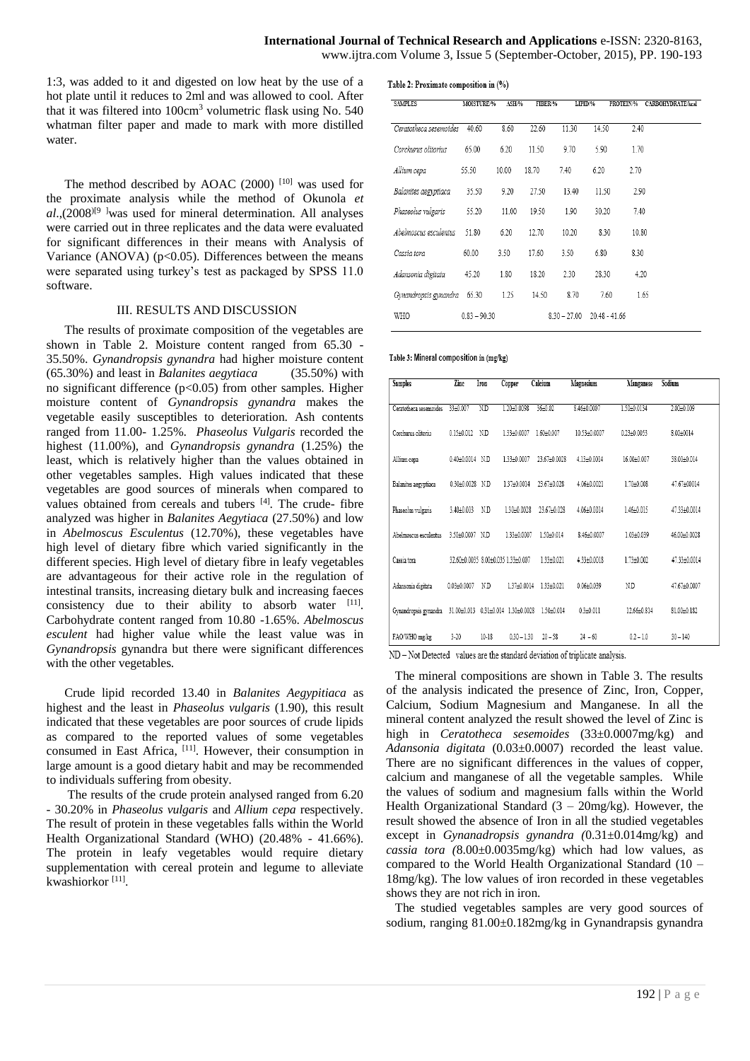1:3, was added to it and digested on low heat by the use of a hot plate until it reduces to 2ml and was allowed to cool. After that it was filtered into 100cm$^3$ volumetric flask using No. 540 whatman filter paper and made to mark with more distilled water.

The method described by AOAC (2000) [10] was used for the proximate analysis while the method of Okunola *et al*.,(2008)[9] was used for mineral determination. All analyses were carried out in three replicates and the data were evaluated for significant differences in their means with Analysis of Variance (ANOVA) ($p<0.05$). Differences between the means were separated using turkey's test as packaged by SPSS 11.0 software.

## III. RESULTS AND DISCUSSION

The results of proximate composition of the vegetables are shown in Table 2. Moisture content ranged from 65.30 - 35.50%. *Gynandropsis gynandra* had higher moisture content (65.30%) and least in *Balanites aegytiaca* (35.50%) with no significant difference ($p<0.05$) from other samples. Higher moisture content of *Gynandropsis gynandra* makes the vegetable easily susceptibles to deterioration. Ash contents ranged from 11.00- 1.25%. *Phaseolus Vulgaris* recorded the highest (11.00%), and *Gynandropsis gynandra* (1.25%) the least, which is relatively higher than the values obtained in other vegetables samples. High values indicated that these vegetables are good sources of minerals when compared to values obtained from cereals and tubers [4]. The crude- fibre analyzed was higher in *Balanites Aegytiaca* (27.50%) and low in *Abelmoscus Esculentus* (12.70%), these vegetables have high level of dietary fibre which varied significantly in the different species. High level of dietary fibre in leafy vegetables are advantageous for their active role in the regulation of intestinal transits, increasing dietary bulk and increasing faeces consistency due to their ability to absorb water [11]. Carbohydrate content ranged from 10.80 -1.65%. *Abelmoscus esculent* had higher value while the least value was in *Gynandropsis* gynandra but there were significant differences with the other vegetables.

Crude lipid recorded 13.40 in *Balanites Aegypitiaca* as highest and the least in *Phaseolus vulgaris* (1.90), this result indicated that these vegetables are poor sources of crude lipids as compared to the reported values of some vegetables consumed in East Africa, [11]. However, their consumption in large amount is a good dietary habit and may be recommended to individuals suffering from obesity.

The results of the crude protein analysed ranged from 6.20 - 30.20% in *Phaseolus vulgaris* and *Allium cepa* respectively. The result of protein in these vegetables falls within the World Health Organizational Standard (WHO) (20.48% - 41.66%). The protein in leafy vegetables would require dietary supplementation with cereal protein and legume to alleviate kwashiorkor [11].

Table 2: Proximate composition in (%)

| SAMPLES | MOISTURE/% | ASH/% | FIBER/% | LIPID/% | PROTEIN/% | CARBOHYDRATE/kcal |
|---|---|---|---|---|---|---|
| *Ceratotheca sesemoides* | 40.60 | 8.60 | 22.60 | 11.30 | 14.50 | 2.40 |
| *Corchurus olitorius* | 65.00 | 6.20 | 11.50 | 9.70 | 5.90 | 1.70 |
| *Allium cepa* | 55.50 | 10.00 | 18.70 | 7.40 | 6.20 | 2.70 |
| *Balanites aegyptiaca* | 35.50 | 9.20 | 27.50 | 13.40 | 11.50 | 2.90 |
| *Phaseolus vulgaris* | 55.20 | 11.00 | 19.50 | 1.90 | 30.20 | 7.40 |
| *Abelmoscus esculentus* | 51.80 | 6.20 | 12.70 | 10.20 | 8.30 | 10.80 |
| *Cassia tora* | 60.00 | 3.50 | 17.60 | 3.50 | 6.80 | 8.30 |
| *Adansonia digitata* | 45.20 | 1.80 | 18.20 | 2.30 | 28.30 | 4.20 |
| *Gynandropsis gynandra* | 65.30 | 1.25 | 14.50 | 8.70 | 7.60 | 1.65 |
| WHO | 0.83 – 90.30 | | | 8.30 – 27.00 | 20.48 - 41.66 | |

Table 3: Mineral composition in (mg/kg)

| Samples | Zinc | Iron | Copper | Calcium | Magnesium | Manganese | Sodium |
|---|---|---|---|---|---|---|---|
| Ceratotheca sesemoides | 33±0.007 | ND | 1.20±0.0098 | 36±0.02 | 8.46±0.0007 | 1.50±0.0134 | 2.00±0.009 |
| Corchurus olitorius | 0.15±0.012 | ND | 1.53±0.0007 | 1.60±0.007 | 10.53±0.0007 | 0.23±0.0053 | 8.00±0014 |
| Allium cepa | 0.40±0.0014 | ND | 1.53±0.0007 | 23.67±0.0028 | 4.13±0.0014 | 16.00±0.007 | 38.00±0.014 |
| Balanites aegyptiaca | 0.30±0.0028 | ND | 1.37±0.0014 | 23.67±0.028 | 4.06±0.0021 | 1.70±0.008 | 47.67±0014 |
| Phaseolus vulgaris | 3.40±0.003 | ND | 1.50±0.0028 | 23.67±0.028 | 4.06±0.0014 | 1.46±0.015 | 47.33±0.0014 |
| Abelmoscus esculentus | 3.50±0.0007 | ND | 1.53±0.0007 | 1.50±0.014 | 8.46±0.0007 | 1.03±0.039 | 46.00±0.0028 |
| Cassia tora | 32.60±0.0035 | 8.00±0.035 | 1.53±0.007 | 1.53±0.021 | 4.53±0.0018 | 1.73±0.002 | 47.33±0.0014 |
| Adansonia digitata | 0.03±0.0007 | ND | 1.37±0.0014 | 1.53±0.021 | 0.06±0.039 | ND | 47.67±0.0007 |
| Gynandropsis gynandra | 31.00±0.013 | 0.31±0.014 | 1.30±0.0028 | 1.50±0.014 | 0.5±0.011 | 12.66±0.814 | 81.00±0.182 |
| FAO/WHO mg/kg | 3-20 | 10-18 | 0.30 – 1.50 | 20 – 58 | 24 – 60 | 0.2 – 1.0 | 30 – 140 |

ND – Not Detected values are the standard deviation of triplicate analysis.

The mineral compositions are shown in Table 3. The results of the analysis indicated the presence of Zinc, Iron, Copper, Calcium, Sodium Magnesium and Manganese. In all the mineral content analyzed the result showed the level of Zinc is high in *Ceratotheca sesemoides* (33±0.0007mg/kg) and *Adansonia digitata* (0.03±0.0007) recorded the least value. There are no significant differences in the values of copper, calcium and manganese of all the vegetable samples. While the values of sodium and magnesium falls within the World Health Organizational Standard (3 – 20mg/kg). However, the result showed the absence of Iron in all the studied vegetables except in *Gynanadropsis gynandra (*0.31±0.014mg/kg) and *cassia tora (*8.00±0.0035mg/kg) which had low values, as compared to the World Health Organizational Standard (10 – 18mg/kg). The low values of iron recorded in these vegetables shows they are not rich in iron.

The studied vegetables samples are very good sources of sodium, ranging 81.00±0.182mg/kg in Gynandrapsis gynandra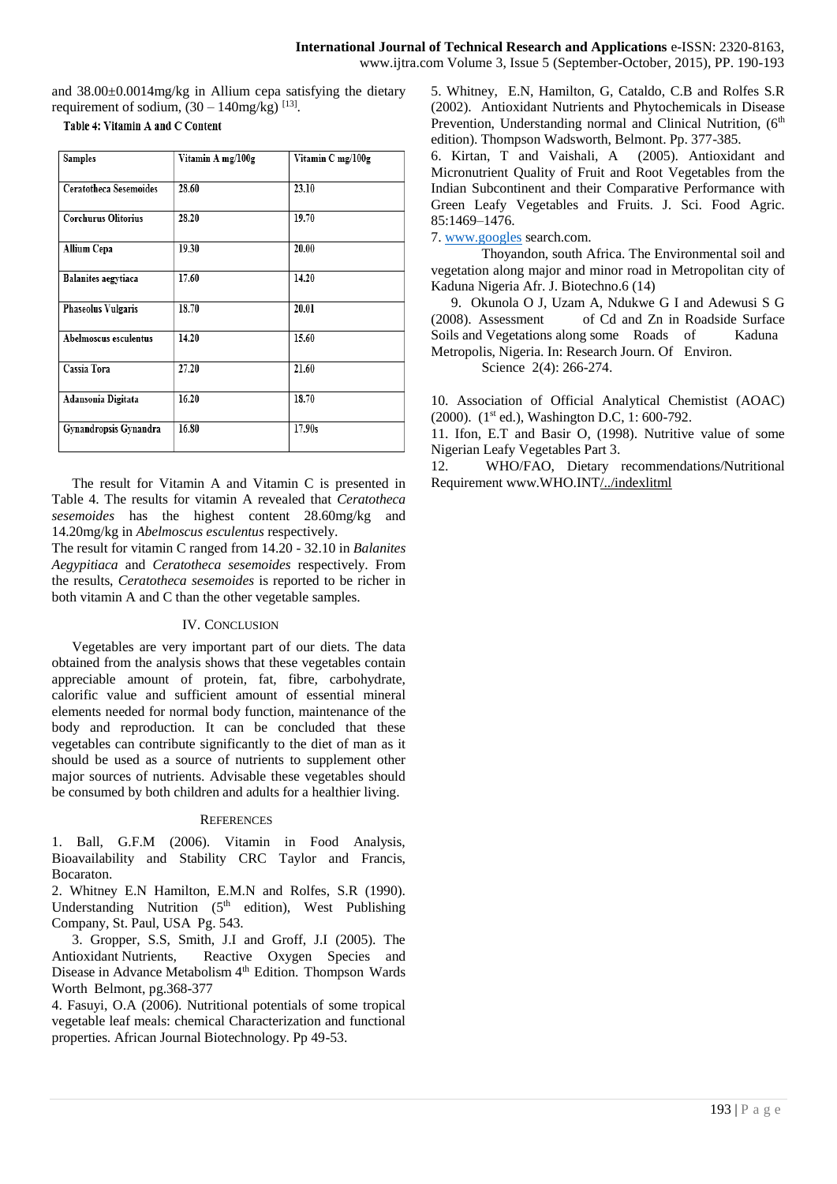and 38.00±0.0014mg/kg in Allium cepa satisfying the dietary requirement of sodium, (30 – 140mg/kg) [13].

**Table 4: Vitamin A and C Content**

| Samples | Vitamin A mg/100g | Vitamin C mg/100g |
|---|---|---|
| Ceratotheca Sesemoides | 28.60 | 23.10 |
| Corchurus Olitorius | 28.20 | 19.70 |
| Allium Cepa | 19.30 | 20.00 |
| Balanites aegytiaca | 17.60 | 14.20 |
| Phaseolus Vulgaris | 18.70 | 20.01 |
| Abelmoscus esculentus | 14.20 | 15.60 |
| Cassia Tora | 27.20 | 21.60 |
| Adansonia Digitata | 16.20 | 18.70 |
| Gynandropsis Gynandra | 16.80 | 17.90s |

The result for Vitamin A and Vitamin C is presented in Table 4. The results for vitamin A revealed that *Ceratotheca sesemoides* has the highest content 28.60mg/kg and 14.20mg/kg in *Abelmoscus esculentus* respectively.

The result for vitamin C ranged from 14.20 - 32.10 in *Balanites Aegypitiaca* and *Ceratotheca sesemoides* respectively. From the results, *Ceratotheca sesemoides* is reported to be richer in both vitamin A and C than the other vegetable samples.

## IV. Conclusion

Vegetables are very important part of our diets. The data obtained from the analysis shows that these vegetables contain appreciable amount of protein, fat, fibre, carbohydrate, calorific value and sufficient amount of essential mineral elements needed for normal body function, maintenance of the body and reproduction. It can be concluded that these vegetables can contribute significantly to the diet of man as it should be used as a source of nutrients to supplement other major sources of nutrients. Advisable these vegetables should be consumed by both children and adults for a healthier living.

## References

1. Ball, G.F.M (2006). Vitamin in Food Analysis, Bioavailability and Stability CRC Taylor and Francis, Bocaraton.

2. Whitney E.N Hamilton, E.M.N and Rolfes, S.R (1990). Understanding Nutrition (5th edition), West Publishing Company, St. Paul, USA Pg. 543.

3. Gropper, S.S, Smith, J.I and Groff, J.I (2005). The Antioxidant Nutrients, Reactive Oxygen Species and Disease in Advance Metabolism 4th Edition. Thompson Wards Worth Belmont, pg.368-377

4. Fasuyi, O.A (2006). Nutritional potentials of some tropical vegetable leaf meals: chemical Characterization and functional properties. African Journal Biotechnology. Pp 49-53.

5. Whitney, E.N, Hamilton, G, Cataldo, C.B and Rolfes S.R (2002). Antioxidant Nutrients and Phytochemicals in Disease Prevention, Understanding normal and Clinical Nutrition, (6th edition). Thompson Wadsworth, Belmont. Pp. 377-385.

6. Kirtan, T and Vaishali, A (2005). Antioxidant and Micronutrient Quality of Fruit and Root Vegetables from the Indian Subcontinent and their Comparative Performance with Green Leafy Vegetables and Fruits. J. Sci. Food Agric. 85:1469–1476.

7. www.googles search.com.

Thoyandon, south Africa. The Environmental soil and vegetation along major and minor road in Metropolitan city of Kaduna Nigeria Afr. J. Biotechno.6 (14)

9. Okunola O J, Uzam A, Ndukwe G I and Adewusi S G (2008). Assessment of Cd and Zn in Roadside Surface Soils and Vegetations along some Roads of Kaduna Metropolis, Nigeria. In: Research Journ. Of Environ. Science 2(4): 266-274.

10. Association of Official Analytical Chemistist (AOAC) (2000). (1st ed.), Washington D.C, 1: 600-792.

11. Ifon, E.T and Basir O, (1998). Nutritive value of some Nigerian Leafy Vegetables Part 3.

12. WHO/FAO, Dietary recommendations/Nutritional Requirement www.WHO.INT/../indexlitml